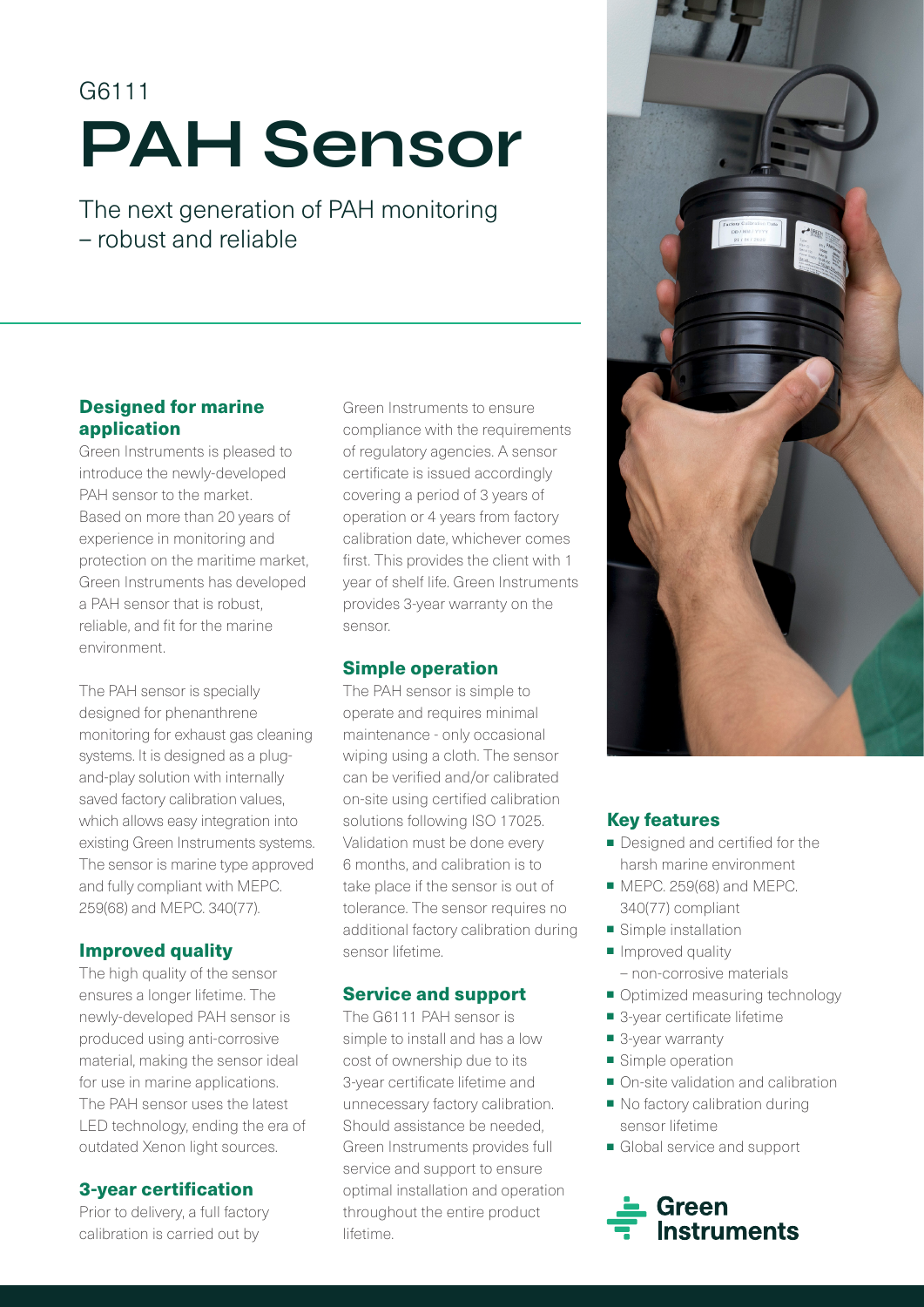G6111

# PAH Sensor

The next generation of PAH monitoring – robust and reliable

### Designed for marine application

Green Instruments is pleased to introduce the newly-developed PAH sensor to the market. Based on more than 20 years of experience in monitoring and protection on the maritime market, Green Instruments has developed a PAH sensor that is robust, reliable, and fit for the marine environment.

The PAH sensor is specially designed for phenanthrene monitoring for exhaust gas cleaning systems. It is designed as a plug-and-play solution with internally saved factory calibration values, which allows easy integration into existing Green Instruments systems. The sensor is marine type approved and fully compliant with MEPC. 259(68) and MEPC. 340(77).

### Improved quality

The high quality of the sensor ensures a longer lifetime. The newly-developed PAH sensor is produced using anti-corrosive material, making the sensor ideal for use in marine applications. The PAH sensor uses the latest LED technology, ending the era of outdated Xenon light sources.

### 3-year certification

Prior to delivery, a full factory calibration is carried out by Green Instruments to ensure compliance with the requirements of regulatory agencies. A sensor certificate is issued accordingly covering a period of 3 years of operation or 4 years from factory calibration date, whichever comes first. This provides the client with 1 year of shelf life. Green Instruments provides 3-year warranty on the sensor.

### Simple operation

The PAH sensor is simple to operate and requires minimal maintenance - only occasional wiping using a cloth. The sensor can be verified and/or calibrated on-site using certified calibration solutions following ISO 17025. Validation must be done every 6 months, and calibration is to take place if the sensor is out of tolerance. The sensor requires no additional factory calibration during sensor lifetime.

### Service and support

The G6111 PAH sensor is simple to install and has a low cost of ownership due to its 3-year certificate lifetime and unnecessary factory calibration. Should assistance be needed, Green Instruments provides full service and support to ensure optimal installation and operation throughout the entire product lifetime.

### Key features

- Designed and certified for the harsh marine environment
- MEPC. 259(68) and MEPC. 340(77) compliant
- Simple installation
- Improved quality – non-corrosive materials
- Optimized measuring technology
- 3-year certificate lifetime
- 3-year warranty
- Simple operation
- On-site validation and calibration
- No factory calibration during sensor lifetime
- Global service and support

Green Instruments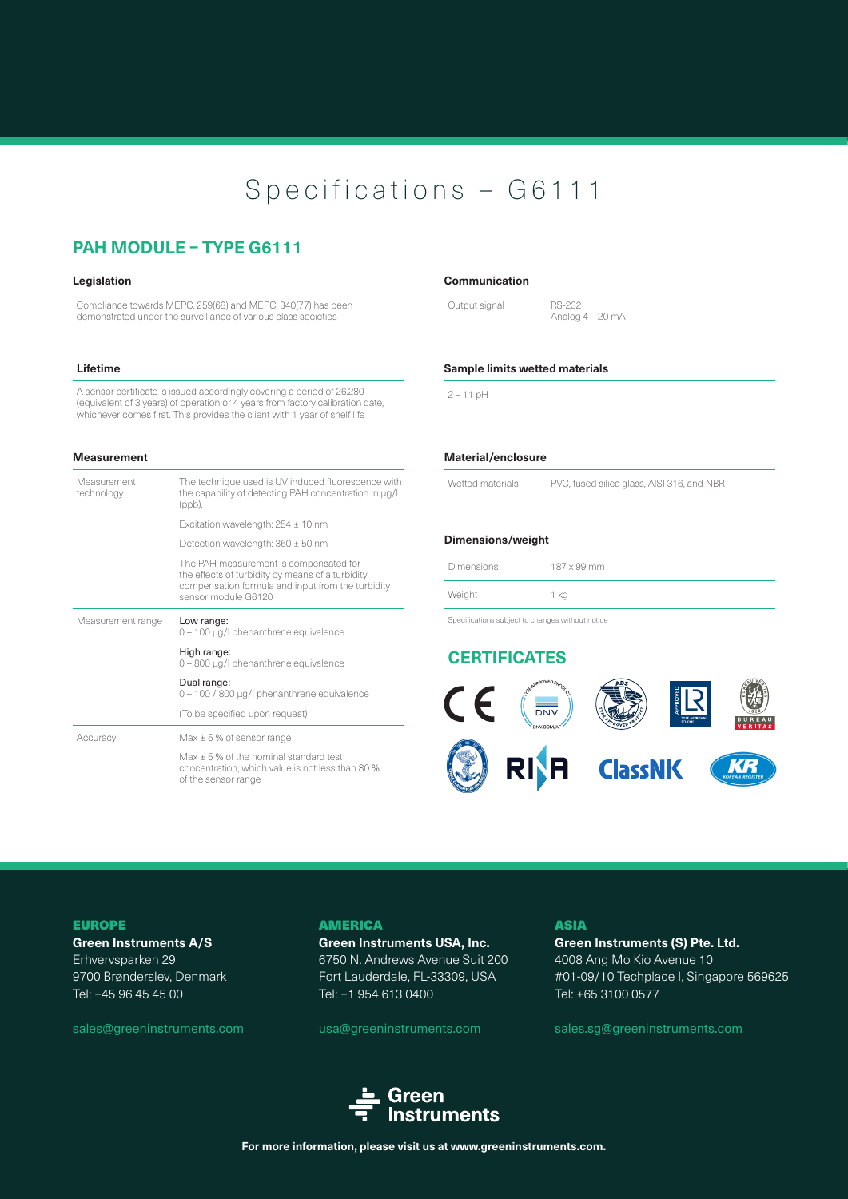# Specifications – G6111

## PAH MODULE – TYPE G6111

### Legislation

Compliance towards MEPC. 259(68) and MEPC. 340(77) has been demonstrated under the surveillance of various class societies

### Lifetime

A sensor certificate is issued accordingly covering a period of 26.280 (equivalent of 3 years) of operation or 4 years from factory calibration date, whichever comes first. This provides the client with 1 year of shelf life

### Measurement

| | |
|---|---|
| Measurement technology | The technique used is UV induced fluorescence with the capability of detecting PAH concentration in µg/l (ppb). |
| | Excitation wavelength: 254 ± 10 nm |
| | Detection wavelength: 360 ± 50 nm |
| | The PAH measurement is compensated for the effects of turbidity by means of a turbidity compensation formula and input from the turbidity sensor module G6120 |
| Measurement range | Low range: 0 – 100 µg/l phenanthrene equivalence |
| | High range: 0 – 800 µg/l phenanthrene equivalence |
| | Dual range: 0 – 100 / 800 µg/l phenanthrene equivalence |
| | (To be specified upon request) |
| Accuracy | Max ± 5 % of sensor range |
| | Max ± 5 % of the nominal standard test concentration, which value is not less than 80 % of the sensor range |

### Communication

| | |
|---|---|
| Output signal | RS-232<br>Analog 4 – 20 mA |

### Sample limits wetted materials

2 – 11 pH

### Material/enclosure

| | |
|---|---|
| Wetted materials | PVC, fused silica glass, AISI 316, and NBR |

### Dimensions/weight

| | |
|---|---|
| Dimensions | 187 x 99 mm |
| Weight | 1 kg |

Specifications subject to changes without notice

## CERTIFICATES

CE, DNV, ABS, LR, Bureau Veritas, CCS, RINA, ClassNK, KR

**EUROPE**
**Green Instruments A/S**
Erhvervsparken 29
9700 Brønderslev, Denmark
Tel: +45 96 45 45 00
sales@greeninstruments.com

**AMERICA**
**Green Instruments USA, Inc.**
6750 N. Andrews Avenue Suit 200
Fort Lauderdale, FL-33309, USA
Tel: +1 954 613 0400
usa@greeninstruments.com

**ASIA**
**Green Instruments (S) Pte. Ltd.**
4008 Ang Mo Kio Avenue 10
#01-09/10 Techplace I, Singapore 569625
Tel: +65 3100 0577
sales.sg@greeninstruments.com

Green Instruments

**For more information, please visit us at www.greeninstruments.com.**